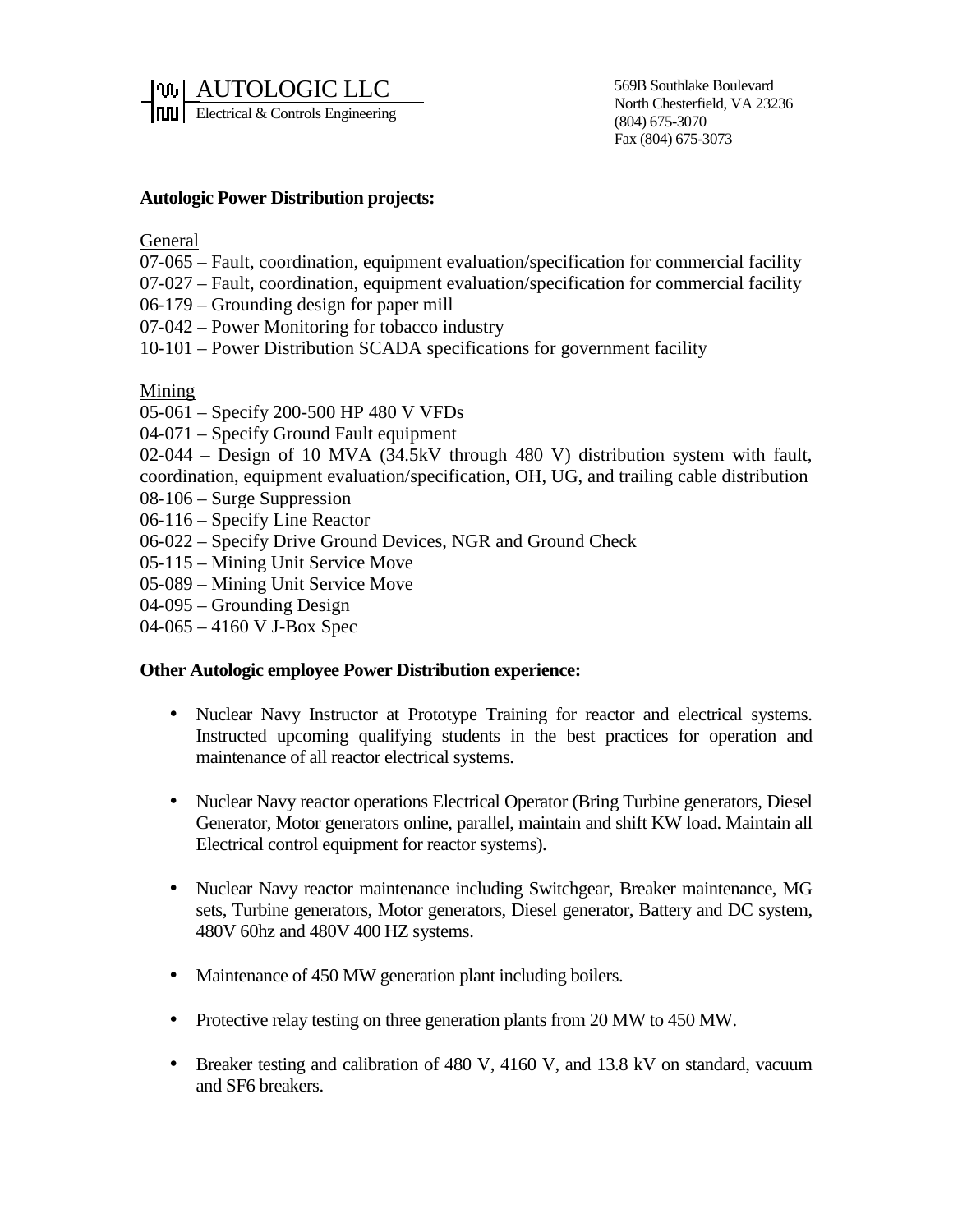AUTOLOGIC LLC
Electrical & Controls Engineering

569B Southlake Boulevard
North Chesterfield, VA 23236
(804) 675-3070
Fax (804) 675-3073

**Autologic Power Distribution projects:**

General

07-065 – Fault, coordination, equipment evaluation/specification for commercial facility
07-027 – Fault, coordination, equipment evaluation/specification for commercial facility
06-179 – Grounding design for paper mill
07-042 – Power Monitoring for tobacco industry
10-101 – Power Distribution SCADA specifications for government facility

Mining

05-061 – Specify 200-500 HP 480 V VFDs
04-071 – Specify Ground Fault equipment
02-044 – Design of 10 MVA (34.5kV through 480 V) distribution system with fault, coordination, equipment evaluation/specification, OH, UG, and trailing cable distribution
08-106 – Surge Suppression
06-116 – Specify Line Reactor
06-022 – Specify Drive Ground Devices, NGR and Ground Check
05-115 – Mining Unit Service Move
05-089 – Mining Unit Service Move
04-095 – Grounding Design
04-065 – 4160 V J-Box Spec

**Other Autologic employee Power Distribution experience:**

- Nuclear Navy Instructor at Prototype Training for reactor and electrical systems. Instructed upcoming qualifying students in the best practices for operation and maintenance of all reactor electrical systems.
- Nuclear Navy reactor operations Electrical Operator (Bring Turbine generators, Diesel Generator, Motor generators online, parallel, maintain and shift KW load. Maintain all Electrical control equipment for reactor systems).
- Nuclear Navy reactor maintenance including Switchgear, Breaker maintenance, MG sets, Turbine generators, Motor generators, Diesel generator, Battery and DC system, 480V 60hz and 480V 400 HZ systems.
- Maintenance of 450 MW generation plant including boilers.
- Protective relay testing on three generation plants from 20 MW to 450 MW.
- Breaker testing and calibration of 480 V, 4160 V, and 13.8 kV on standard, vacuum and SF6 breakers.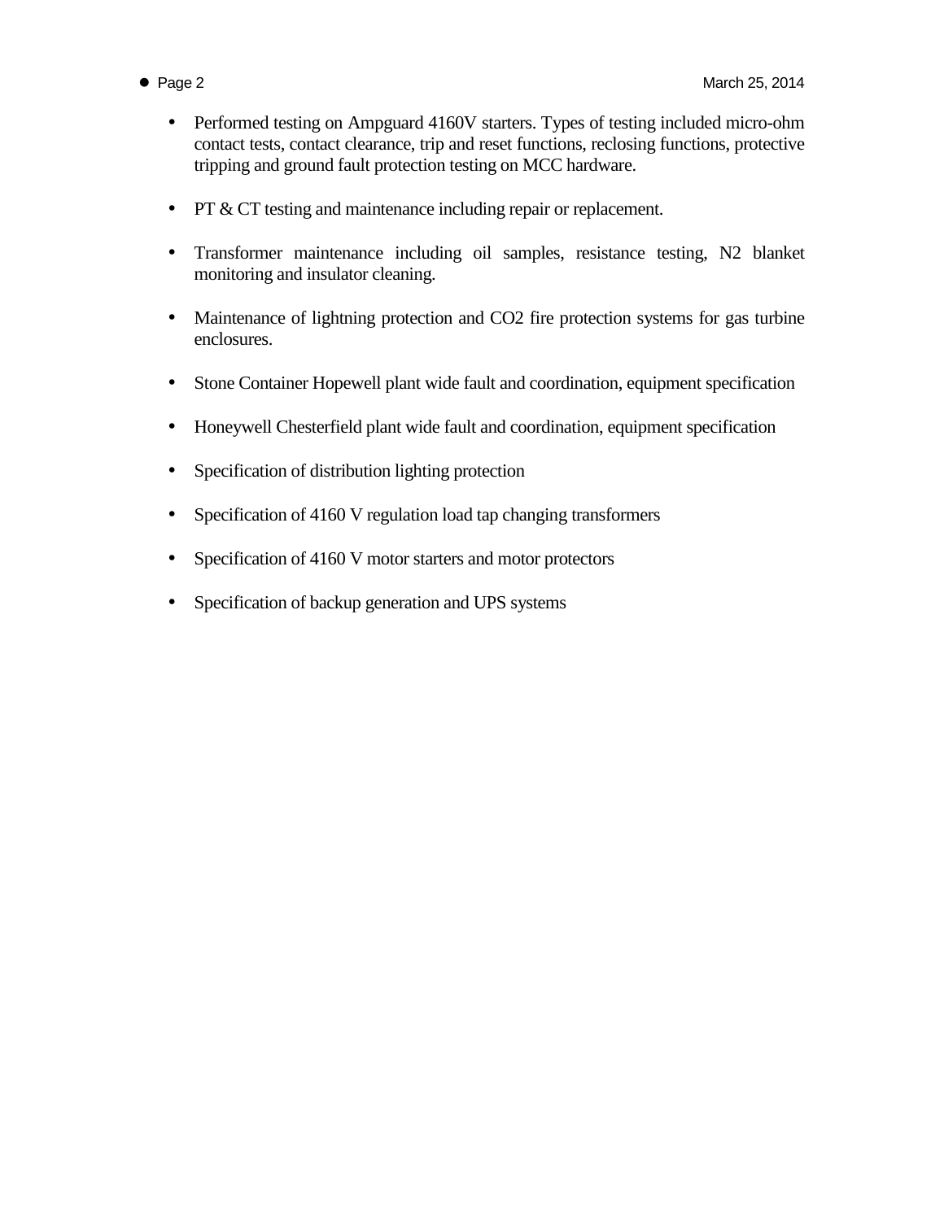- Performed testing on Ampguard 4160V starters. Types of testing included micro-ohm contact tests, contact clearance, trip and reset functions, reclosing functions, protective tripping and ground fault protection testing on MCC hardware.

- PT & CT testing and maintenance including repair or replacement.

- Transformer maintenance including oil samples, resistance testing, N2 blanket monitoring and insulator cleaning.

- Maintenance of lightning protection and CO2 fire protection systems for gas turbine enclosures.

- Stone Container Hopewell plant wide fault and coordination, equipment specification

- Honeywell Chesterfield plant wide fault and coordination, equipment specification

- Specification of distribution lighting protection

- Specification of 4160 V regulation load tap changing transformers

- Specification of 4160 V motor starters and motor protectors

- Specification of backup generation and UPS systems